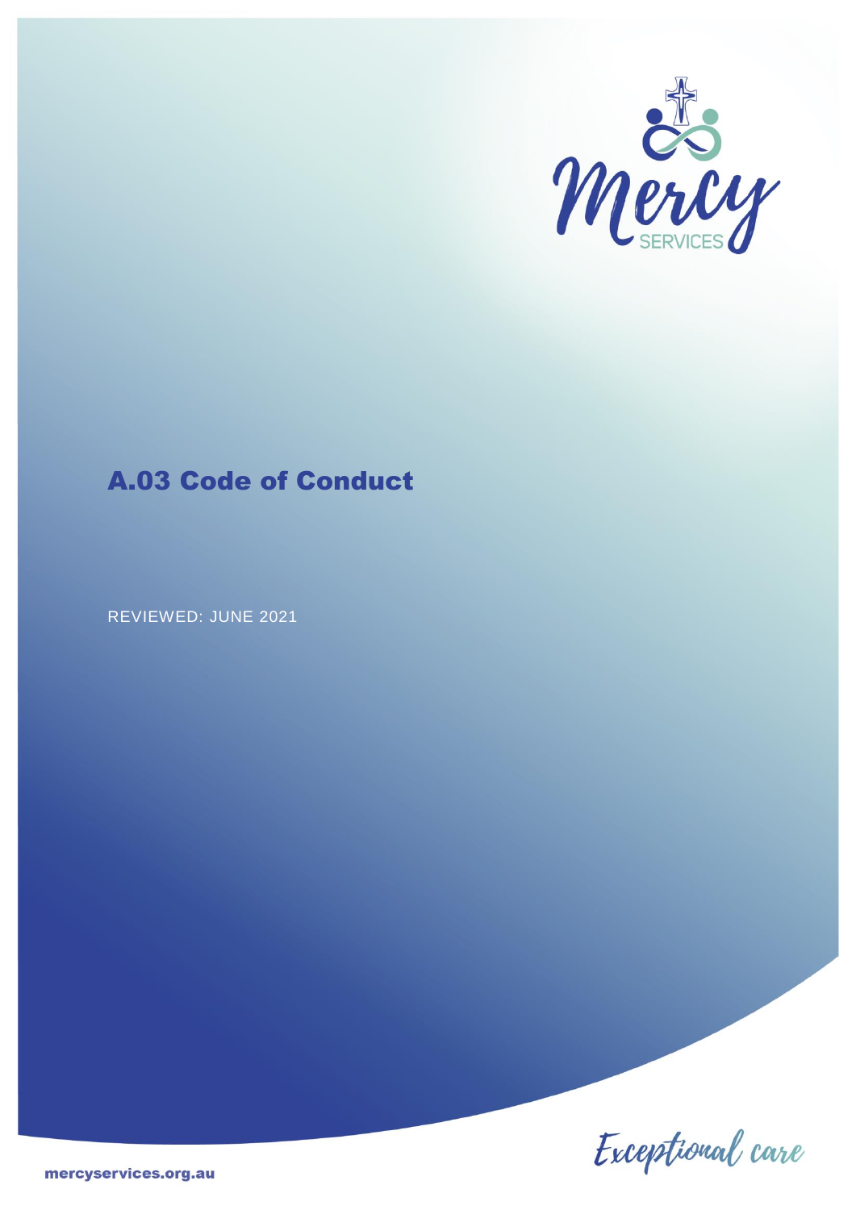# A.03 Code of Conduct

REVIEWED: JUNE 2021

Exceptional care

mercyservices.org.au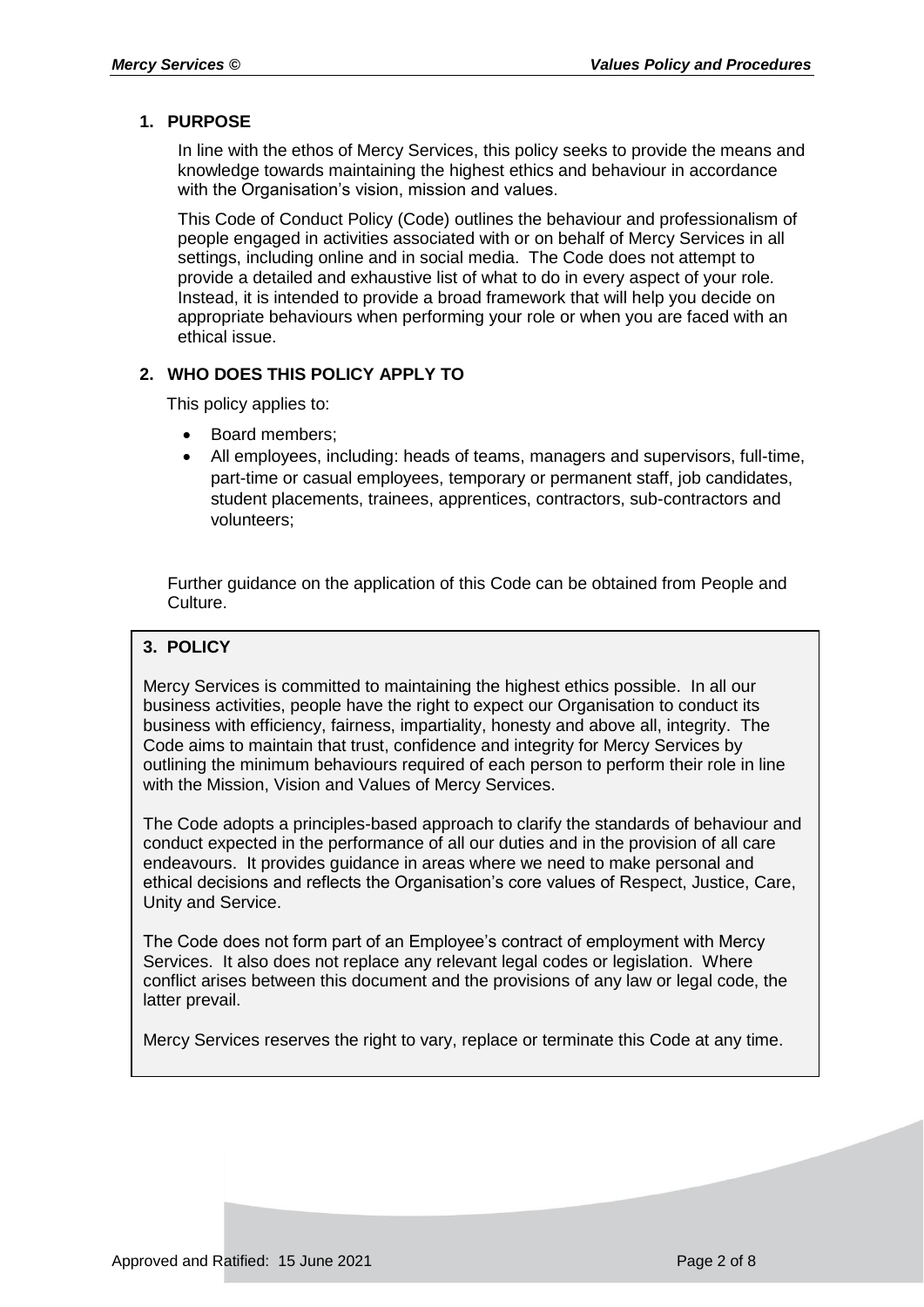## 1. PURPOSE

In line with the ethos of Mercy Services, this policy seeks to provide the means and knowledge towards maintaining the highest ethics and behaviour in accordance with the Organisation's vision, mission and values.

This Code of Conduct Policy (Code) outlines the behaviour and professionalism of people engaged in activities associated with or on behalf of Mercy Services in all settings, including online and in social media. The Code does not attempt to provide a detailed and exhaustive list of what to do in every aspect of your role. Instead, it is intended to provide a broad framework that will help you decide on appropriate behaviours when performing your role or when you are faced with an ethical issue.

## 2. WHO DOES THIS POLICY APPLY TO

This policy applies to:

- Board members;
- All employees, including: heads of teams, managers and supervisors, full-time, part-time or casual employees, temporary or permanent staff, job candidates, student placements, trainees, apprentices, contractors, sub-contractors and volunteers;

Further guidance on the application of this Code can be obtained from People and Culture.

## 3. POLICY

Mercy Services is committed to maintaining the highest ethics possible. In all our business activities, people have the right to expect our Organisation to conduct its business with efficiency, fairness, impartiality, honesty and above all, integrity. The Code aims to maintain that trust, confidence and integrity for Mercy Services by outlining the minimum behaviours required of each person to perform their role in line with the Mission, Vision and Values of Mercy Services.

The Code adopts a principles-based approach to clarify the standards of behaviour and conduct expected in the performance of all our duties and in the provision of all care endeavours. It provides guidance in areas where we need to make personal and ethical decisions and reflects the Organisation's core values of Respect, Justice, Care, Unity and Service.

The Code does not form part of an Employee's contract of employment with Mercy Services. It also does not replace any relevant legal codes or legislation. Where conflict arises between this document and the provisions of any law or legal code, the latter prevail.

Mercy Services reserves the right to vary, replace or terminate this Code at any time.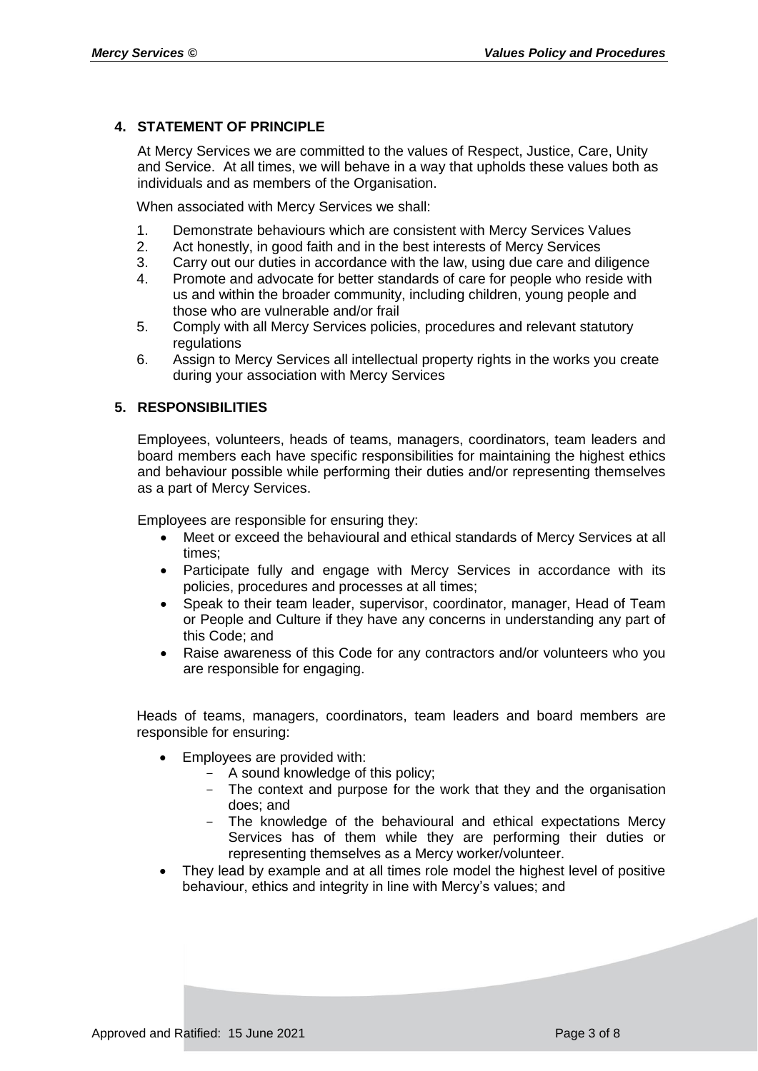## 4. STATEMENT OF PRINCIPLE

At Mercy Services we are committed to the values of Respect, Justice, Care, Unity and Service. At all times, we will behave in a way that upholds these values both as individuals and as members of the Organisation.

When associated with Mercy Services we shall:

1. Demonstrate behaviours which are consistent with Mercy Services Values
2. Act honestly, in good faith and in the best interests of Mercy Services
3. Carry out our duties in accordance with the law, using due care and diligence
4. Promote and advocate for better standards of care for people who reside with us and within the broader community, including children, young people and those who are vulnerable and/or frail
5. Comply with all Mercy Services policies, procedures and relevant statutory regulations
6. Assign to Mercy Services all intellectual property rights in the works you create during your association with Mercy Services

## 5. RESPONSIBILITIES

Employees, volunteers, heads of teams, managers, coordinators, team leaders and board members each have specific responsibilities for maintaining the highest ethics and behaviour possible while performing their duties and/or representing themselves as a part of Mercy Services.

Employees are responsible for ensuring they:

- Meet or exceed the behavioural and ethical standards of Mercy Services at all times;
- Participate fully and engage with Mercy Services in accordance with its policies, procedures and processes at all times;
- Speak to their team leader, supervisor, coordinator, manager, Head of Team or People and Culture if they have any concerns in understanding any part of this Code; and
- Raise awareness of this Code for any contractors and/or volunteers who you are responsible for engaging.

Heads of teams, managers, coordinators, team leaders and board members are responsible for ensuring:

- Employees are provided with:
  - A sound knowledge of this policy;
  - The context and purpose for the work that they and the organisation does; and
  - The knowledge of the behavioural and ethical expectations Mercy Services has of them while they are performing their duties or representing themselves as a Mercy worker/volunteer.
- They lead by example and at all times role model the highest level of positive behaviour, ethics and integrity in line with Mercy's values; and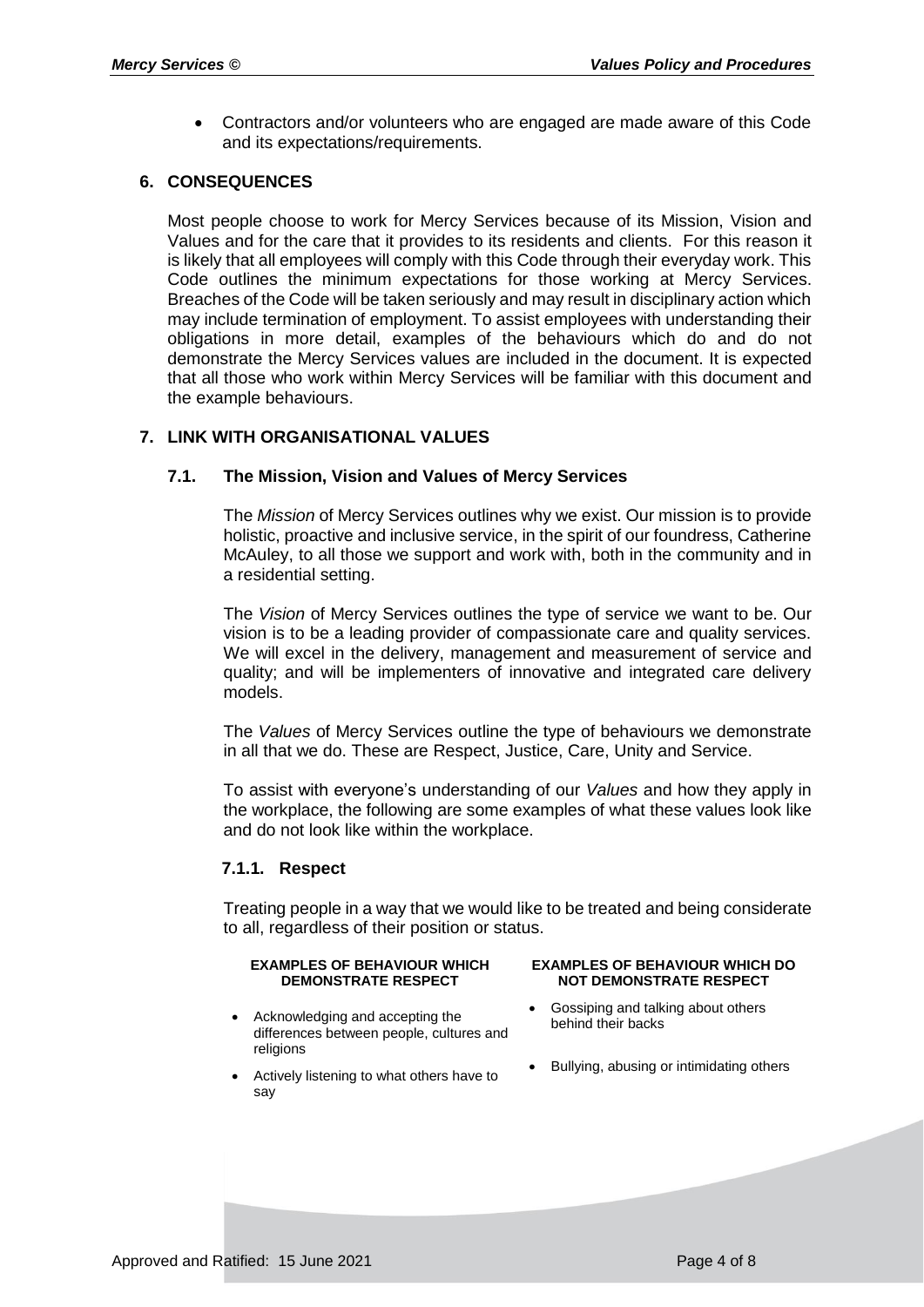- Contractors and/or volunteers who are engaged are made aware of this Code and its expectations/requirements.

## 6. CONSEQUENCES

Most people choose to work for Mercy Services because of its Mission, Vision and Values and for the care that it provides to its residents and clients. For this reason it is likely that all employees will comply with this Code through their everyday work. This Code outlines the minimum expectations for those working at Mercy Services. Breaches of the Code will be taken seriously and may result in disciplinary action which may include termination of employment. To assist employees with understanding their obligations in more detail, examples of the behaviours which do and do not demonstrate the Mercy Services values are included in the document. It is expected that all those who work within Mercy Services will be familiar with this document and the example behaviours.

## 7. LINK WITH ORGANISATIONAL VALUES

### 7.1. The Mission, Vision and Values of Mercy Services

The *Mission* of Mercy Services outlines why we exist. Our mission is to provide holistic, proactive and inclusive service, in the spirit of our foundress, Catherine McAuley, to all those we support and work with, both in the community and in a residential setting.

The *Vision* of Mercy Services outlines the type of service we want to be. Our vision is to be a leading provider of compassionate care and quality services. We will excel in the delivery, management and measurement of service and quality; and will be implementers of innovative and integrated care delivery models.

The *Values* of Mercy Services outline the type of behaviours we demonstrate in all that we do. These are Respect, Justice, Care, Unity and Service.

To assist with everyone's understanding of our *Values* and how they apply in the workplace, the following are some examples of what these values look like and do not look like within the workplace.

#### 7.1.1. Respect

Treating people in a way that we would like to be treated and being considerate to all, regardless of their position or status.

| EXAMPLES OF BEHAVIOUR WHICH DEMONSTRATE RESPECT | EXAMPLES OF BEHAVIOUR WHICH DO NOT DEMONSTRATE RESPECT |
|---|---|
| • Acknowledging and accepting the differences between people, cultures and religions | • Gossiping and talking about others behind their backs |
| • Actively listening to what others have to say | • Bullying, abusing or intimidating others |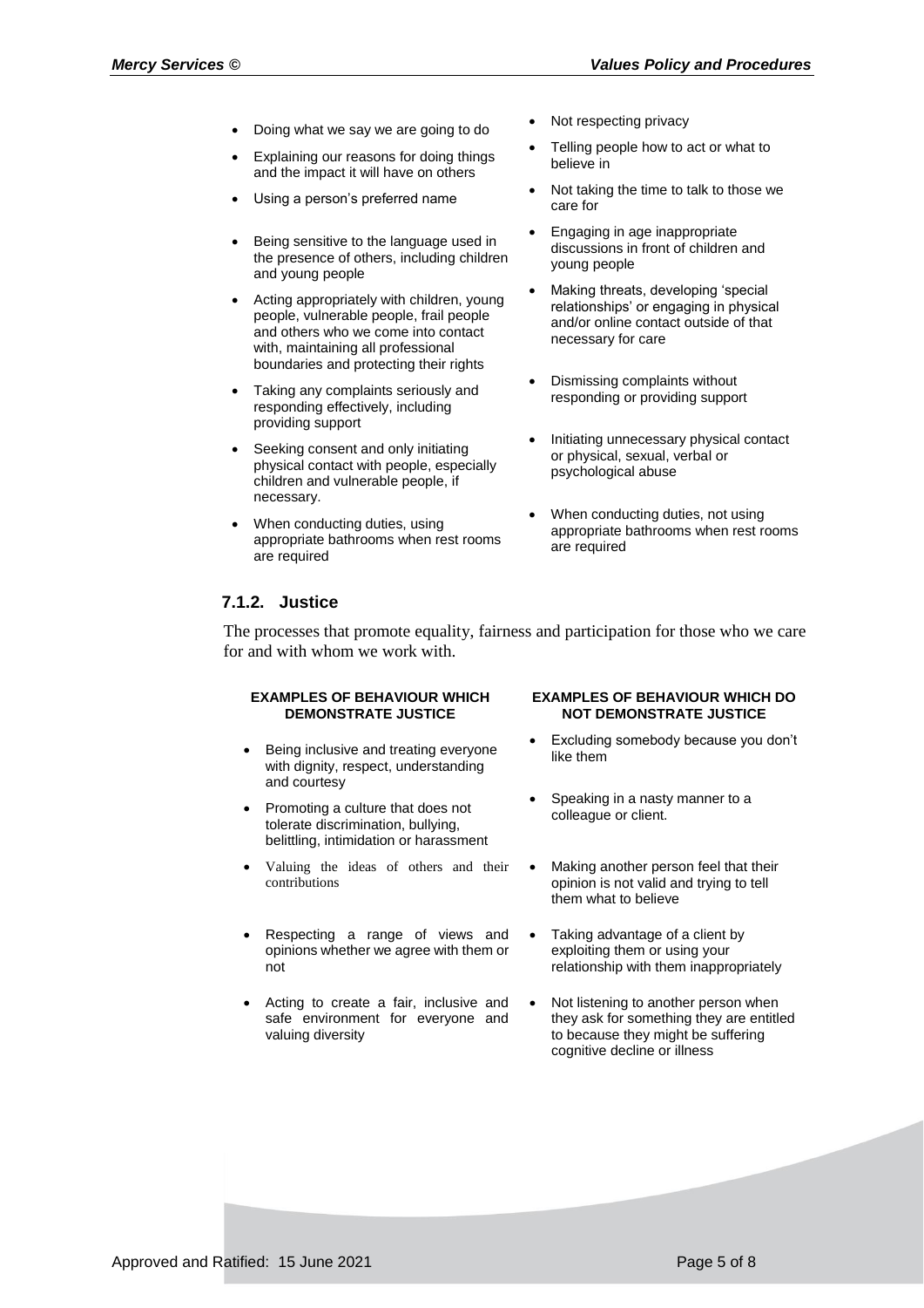| | |
|---|---|
| • Doing what we say we are going to do | • Not respecting privacy |
| • Explaining our reasons for doing things and the impact it will have on others | • Telling people how to act or what to believe in |
| • Using a person's preferred name | • Not taking the time to talk to those we care for |
| • Being sensitive to the language used in the presence of others, including children and young people | • Engaging in age inappropriate discussions in front of children and young people |
| • Acting appropriately with children, young people, vulnerable people, frail people and others who we come into contact with, maintaining all professional boundaries and protecting their rights | • Making threats, developing 'special relationships' or engaging in physical and/or online contact outside of that necessary for care |
| • Taking any complaints seriously and responding effectively, including providing support | • Dismissing complaints without responding or providing support |
| • Seeking consent and only initiating physical contact with people, especially children and vulnerable people, if necessary. | • Initiating unnecessary physical contact or physical, sexual, verbal or psychological abuse |
| • When conducting duties, using appropriate bathrooms when rest rooms are required | • When conducting duties, not using appropriate bathrooms when rest rooms are required |

### 7.1.2. Justice

The processes that promote equality, fairness and participation for those who we care for and with whom we work with.

| EXAMPLES OF BEHAVIOUR WHICH DEMONSTRATE JUSTICE | EXAMPLES OF BEHAVIOUR WHICH DO NOT DEMONSTRATE JUSTICE |
|---|---|
| • Being inclusive and treating everyone with dignity, respect, understanding and courtesy | • Excluding somebody because you don't like them |
| • Promoting a culture that does not tolerate discrimination, bullying, belittling, intimidation or harassment | • Speaking in a nasty manner to a colleague or client. |
| • Valuing the ideas of others and their contributions | • Making another person feel that their opinion is not valid and trying to tell them what to believe |
| • Respecting a range of views and opinions whether we agree with them or not | • Taking advantage of a client by exploiting them or using your relationship with them inappropriately |
| • Acting to create a fair, inclusive and safe environment for everyone and valuing diversity | • Not listening to another person when they ask for something they are entitled to because they might be suffering cognitive decline or illness |

Approved and Ratified: 15 June 2021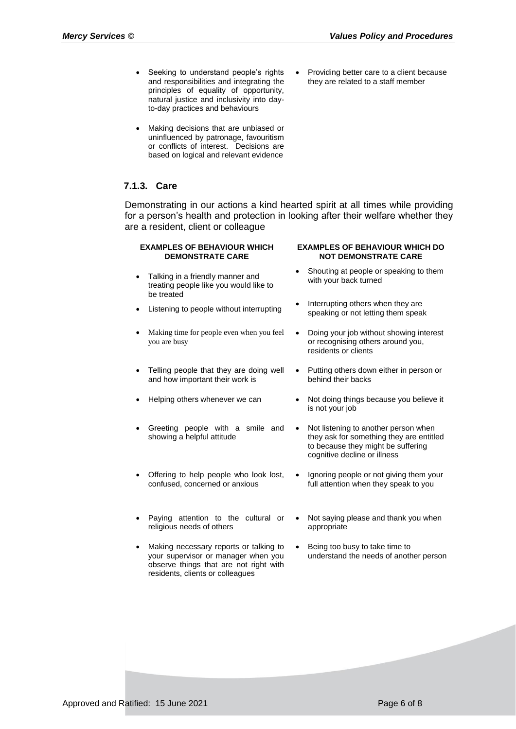- Seeking to understand people's rights and responsibilities and integrating the principles of equality of opportunity, natural justice and inclusivity into day-to-day practices and behaviours
- Making decisions that are unbiased or uninfluenced by patronage, favouritism or conflicts of interest. Decisions are based on logical and relevant evidence

- Providing better care to a client because they are related to a staff member

### 7.1.3. Care

Demonstrating in our actions a kind hearted spirit at all times while providing for a person's health and protection in looking after their welfare whether they are a resident, client or colleague

**EXAMPLES OF BEHAVIOUR WHICH DEMONSTRATE CARE**

- Talking in a friendly manner and treating people like you would like to be treated
- Listening to people without interrupting
- Making time for people even when you feel you are busy
- Telling people that they are doing well and how important their work is
- Helping others whenever we can
- Greeting people with a smile and showing a helpful attitude
- Offering to help people who look lost, confused, concerned or anxious
- Paying attention to the cultural or religious needs of others
- Making necessary reports or talking to your supervisor or manager when you observe things that are not right with residents, clients or colleagues

**EXAMPLES OF BEHAVIOUR WHICH DO NOT DEMONSTRATE CARE**

- Shouting at people or speaking to them with your back turned
- Interrupting others when they are speaking or not letting them speak
- Doing your job without showing interest or recognising others around you, residents or clients
- Putting others down either in person or behind their backs
- Not doing things because you believe it is not your job
- Not listening to another person when they ask for something they are entitled to because they might be suffering cognitive decline or illness
- Ignoring people or not giving them your full attention when they speak to you
- Not saying please and thank you when appropriate
- Being too busy to take time to understand the needs of another person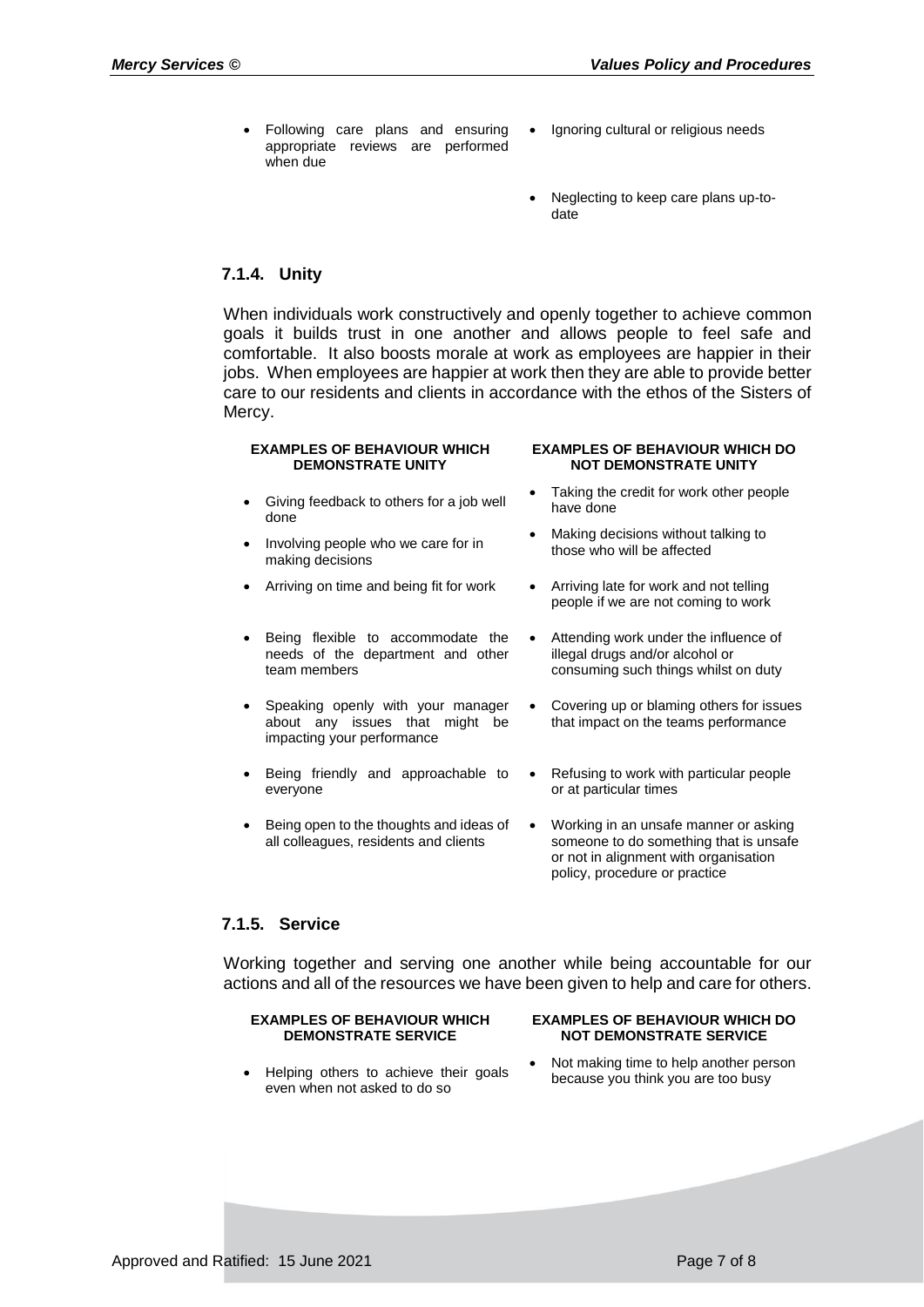| | |
|---|---|
| Following care plans and ensuring appropriate reviews are performed when due | Ignoring cultural or religious needs |
| | Neglecting to keep care plans up-to-date |

### 7.1.4. Unity

When individuals work constructively and openly together to achieve common goals it builds trust in one another and allows people to feel safe and comfortable. It also boosts morale at work as employees are happier in their jobs. When employees are happier at work then they are able to provide better care to our residents and clients in accordance with the ethos of the Sisters of Mercy.

| EXAMPLES OF BEHAVIOUR WHICH DEMONSTRATE UNITY | EXAMPLES OF BEHAVIOUR WHICH DO NOT DEMONSTRATE UNITY |
|---|---|
| Giving feedback to others for a job well done | Taking the credit for work other people have done |
| Involving people who we care for in making decisions | Making decisions without talking to those who will be affected |
| Arriving on time and being fit for work | Arriving late for work and not telling people if we are not coming to work |
| Being flexible to accommodate the needs of the department and other team members | Attending work under the influence of illegal drugs and/or alcohol or consuming such things whilst on duty |
| Speaking openly with your manager about any issues that might be impacting your performance | Covering up or blaming others for issues that impact on the teams performance |
| Being friendly and approachable to everyone | Refusing to work with particular people or at particular times |
| Being open to the thoughts and ideas of all colleagues, residents and clients | Working in an unsafe manner or asking someone to do something that is unsafe or not in alignment with organisation policy, procedure or practice |

### 7.1.5. Service

Working together and serving one another while being accountable for our actions and all of the resources we have been given to help and care for others.

| EXAMPLES OF BEHAVIOUR WHICH DEMONSTRATE SERVICE | EXAMPLES OF BEHAVIOUR WHICH DO NOT DEMONSTRATE SERVICE |
|---|---|
| Helping others to achieve their goals even when not asked to do so | Not making time to help another person because you think you are too busy |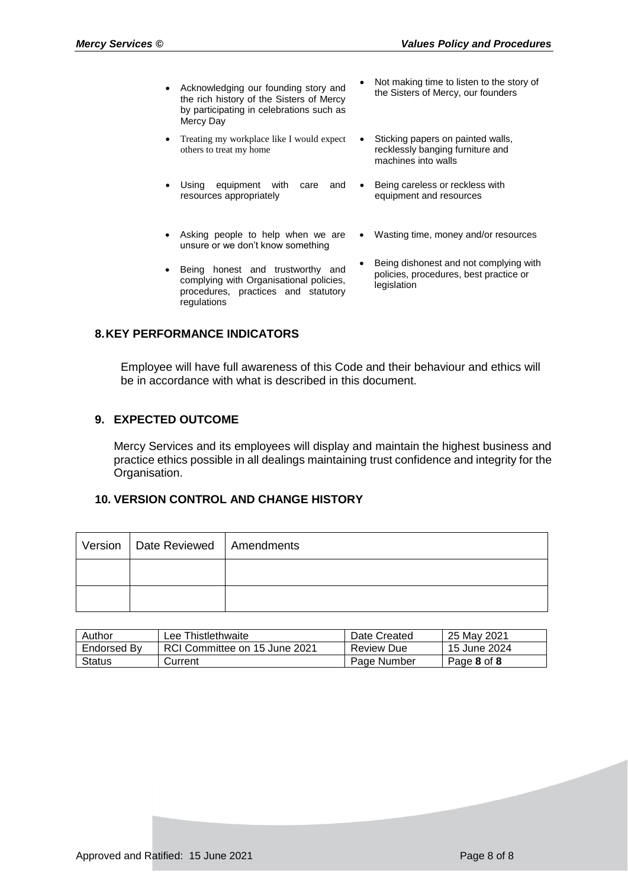| | |
|---|---|
| Acknowledging our founding story and the rich history of the Sisters of Mercy by participating in celebrations such as Mercy Day | Not making time to listen to the story of the Sisters of Mercy, our founders |
| Treating my workplace like I would expect others to treat my home | Sticking papers on painted walls, recklessly banging furniture and machines into walls |
| Using equipment with care and resources appropriately | Being careless or reckless with equipment and resources |
| Asking people to help when we are unsure or we don't know something | Wasting time, money and/or resources |
| Being honest and trustworthy and complying with Organisational policies, procedures, practices and statutory regulations | Being dishonest and not complying with policies, procedures, best practice or legislation |

## 8. KEY PERFORMANCE INDICATORS

Employee will have full awareness of this Code and their behaviour and ethics will be in accordance with what is described in this document.

## 9. EXPECTED OUTCOME

Mercy Services and its employees will display and maintain the highest business and practice ethics possible in all dealings maintaining trust confidence and integrity for the Organisation.

## 10. VERSION CONTROL AND CHANGE HISTORY

| Version | Date Reviewed | Amendments |
|---|---|---|
| | | |
| | | |

| | | | |
|---|---|---|---|
| Author | Lee Thistlethwaite | Date Created | 25 May 2021 |
| Endorsed By | RCI Committee on 15 June 2021 | Review Due | 15 June 2024 |
| Status | Current | Page Number | Page **8** of **8** |

Approved and Ratified: 15 June 2021